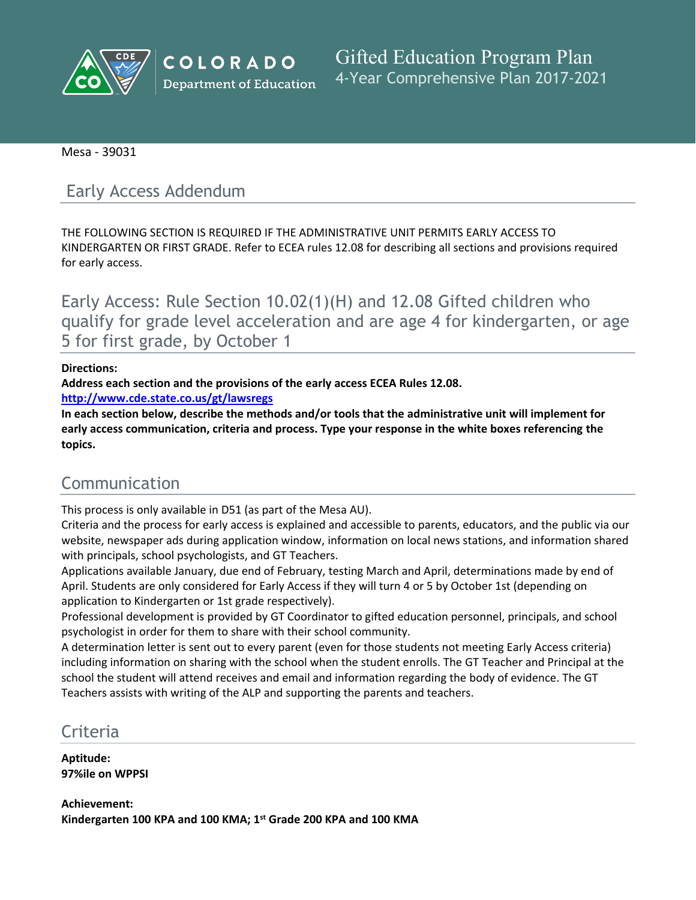# Gifted Education Program Plan
## 4-Year Comprehensive Plan 2017-2021

Mesa - 39031

## Early Access Addendum

THE FOLLOWING SECTION IS REQUIRED IF THE ADMINISTRATIVE UNIT PERMITS EARLY ACCESS TO KINDERGARTEN OR FIRST GRADE. Refer to ECEA rules 12.08 for describing all sections and provisions required for early access.

## Early Access: Rule Section 10.02(1)(H) and 12.08 Gifted children who qualify for grade level acceleration and are age 4 for kindergarten, or age 5 for first grade, by October 1

**Directions:**
**Address each section and the provisions of the early access ECEA Rules 12.08.**
**http://www.cde.state.co.us/gt/lawsregs**
**In each section below, describe the methods and/or tools that the administrative unit will implement for early access communication, criteria and process. Type your response in the white boxes referencing the topics.**

## Communication

This process is only available in D51 (as part of the Mesa AU).
Criteria and the process for early access is explained and accessible to parents, educators, and the public via our website, newspaper ads during application window, information on local news stations, and information shared with principals, school psychologists, and GT Teachers.
Applications available January, due end of February, testing March and April, determinations made by end of April. Students are only considered for Early Access if they will turn 4 or 5 by October 1st (depending on application to Kindergarten or 1st grade respectively).
Professional development is provided by GT Coordinator to gifted education personnel, principals, and school psychologist in order for them to share with their school community.
A determination letter is sent out to every parent (even for those students not meeting Early Access criteria) including information on sharing with the school when the student enrolls. The GT Teacher and Principal at the school the student will attend receives and email and information regarding the body of evidence. The GT Teachers assists with writing of the ALP and supporting the parents and teachers.

## Criteria

**Aptitude:**
**97%ile on WPPSI**

**Achievement:**
**Kindergarten 100 KPA and 100 KMA; 1st Grade 200 KPA and 100 KMA**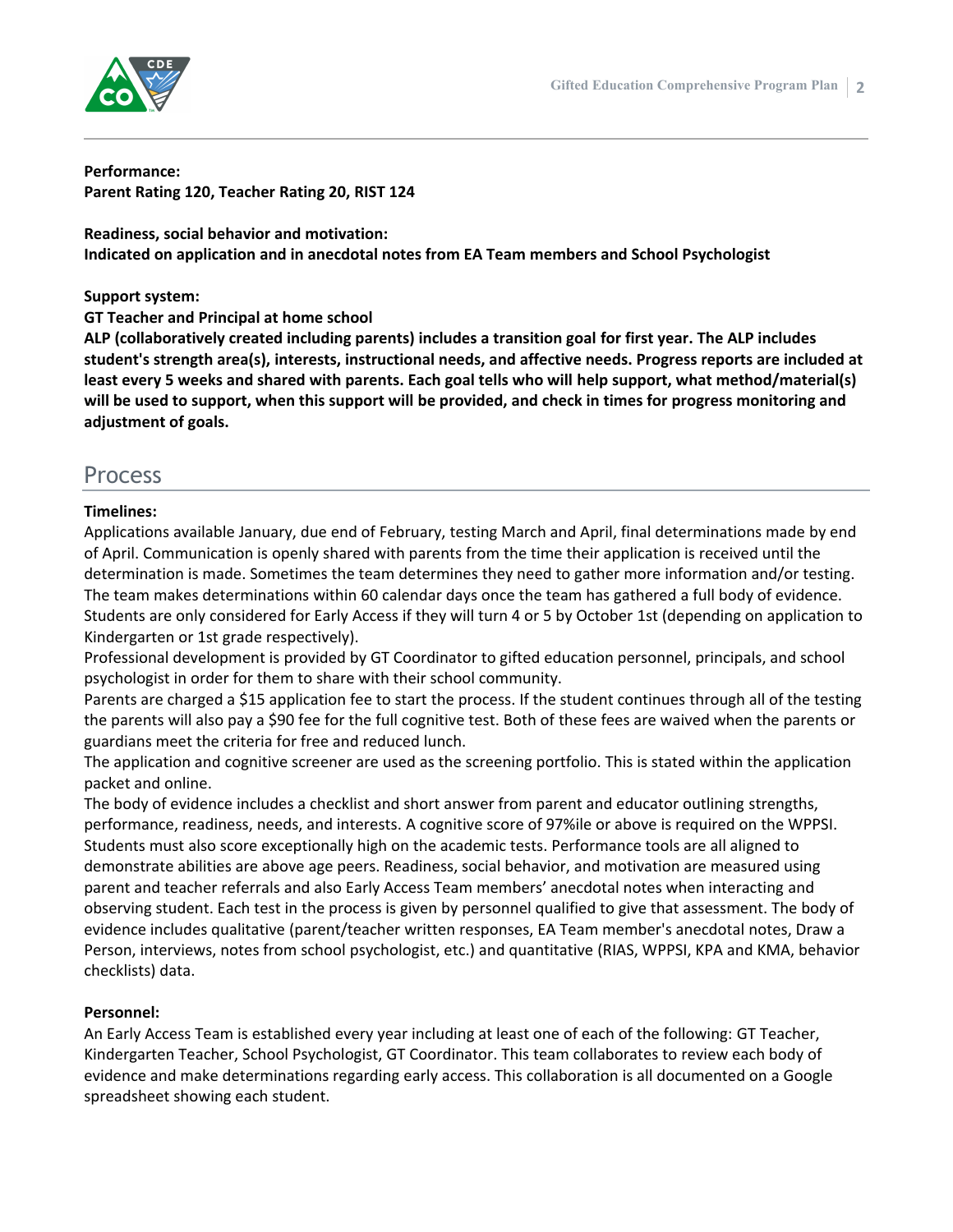**Performance:**
**Parent Rating 120, Teacher Rating 20, RIST 124**

**Readiness, social behavior and motivation:**
**Indicated on application and in anecdotal notes from EA Team members and School Psychologist**

**Support system:**
**GT Teacher and Principal at home school**
**ALP (collaboratively created including parents) includes a transition goal for first year. The ALP includes student's strength area(s), interests, instructional needs, and affective needs. Progress reports are included at least every 5 weeks and shared with parents. Each goal tells who will help support, what method/material(s) will be used to support, when this support will be provided, and check in times for progress monitoring and adjustment of goals.**

## Process

**Timelines:**
Applications available January, due end of February, testing March and April, final determinations made by end of April. Communication is openly shared with parents from the time their application is received until the determination is made. Sometimes the team determines they need to gather more information and/or testing. The team makes determinations within 60 calendar days once the team has gathered a full body of evidence. Students are only considered for Early Access if they will turn 4 or 5 by October 1st (depending on application to Kindergarten or 1st grade respectively).
Professional development is provided by GT Coordinator to gifted education personnel, principals, and school psychologist in order for them to share with their school community.
Parents are charged a $15 application fee to start the process. If the student continues through all of the testing the parents will also pay a $90 fee for the full cognitive test. Both of these fees are waived when the parents or guardians meet the criteria for free and reduced lunch.
The application and cognitive screener are used as the screening portfolio. This is stated within the application packet and online.
The body of evidence includes a checklist and short answer from parent and educator outlining strengths, performance, readiness, needs, and interests. A cognitive score of 97%ile or above is required on the WPPSI. Students must also score exceptionally high on the academic tests. Performance tools are all aligned to demonstrate abilities are above age peers. Readiness, social behavior, and motivation are measured using parent and teacher referrals and also Early Access Team members' anecdotal notes when interacting and observing student. Each test in the process is given by personnel qualified to give that assessment. The body of evidence includes qualitative (parent/teacher written responses, EA Team member's anecdotal notes, Draw a Person, interviews, notes from school psychologist, etc.) and quantitative (RIAS, WPPSI, KPA and KMA, behavior checklists) data.

**Personnel:**
An Early Access Team is established every year including at least one of each of the following: GT Teacher, Kindergarten Teacher, School Psychologist, GT Coordinator. This team collaborates to review each body of evidence and make determinations regarding early access. This collaboration is all documented on a Google spreadsheet showing each student.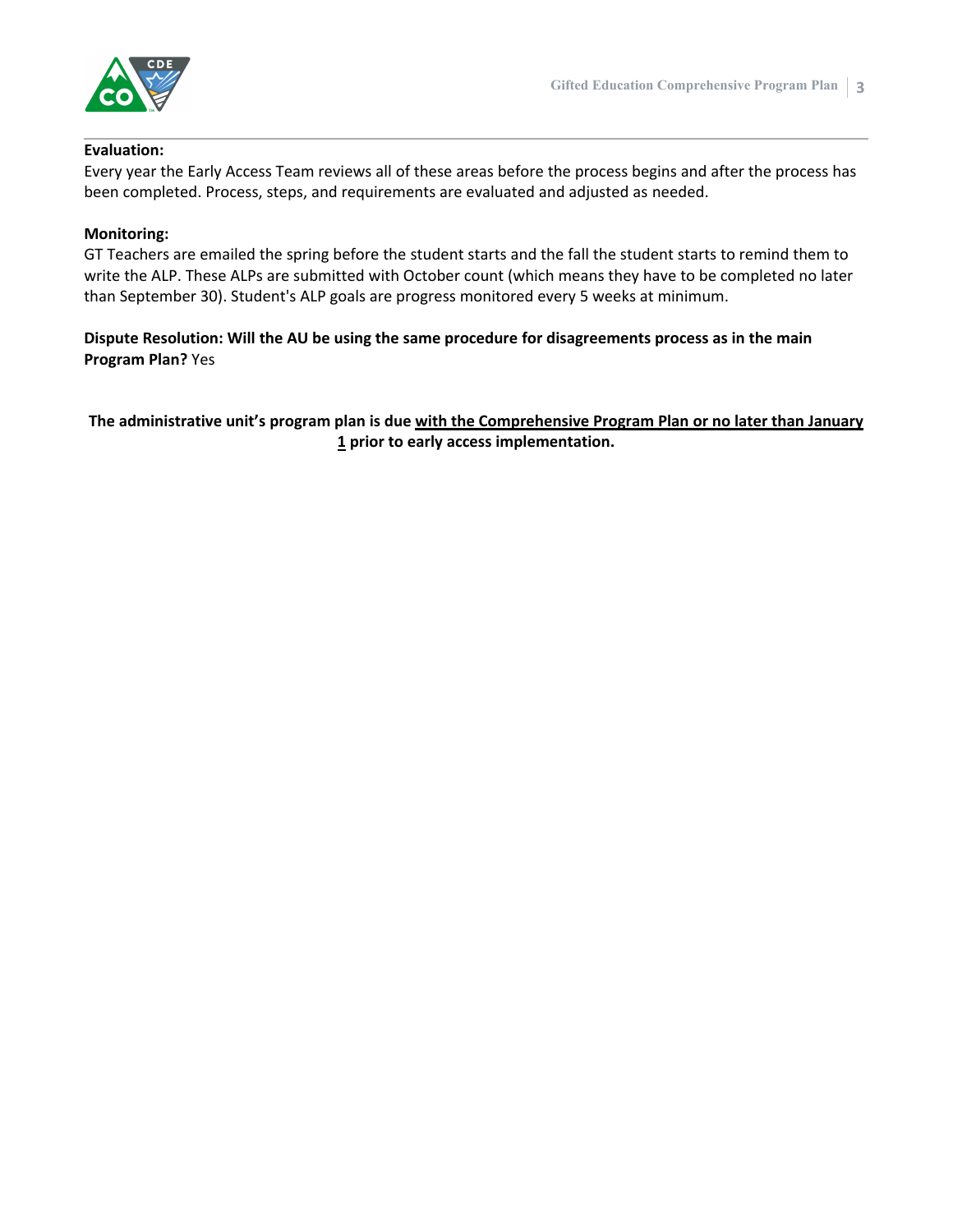**Evaluation:**
Every year the Early Access Team reviews all of these areas before the process begins and after the process has been completed. Process, steps, and requirements are evaluated and adjusted as needed.

**Monitoring:**
GT Teachers are emailed the spring before the student starts and the fall the student starts to remind them to write the ALP. These ALPs are submitted with October count (which means they have to be completed no later than September 30). Student's ALP goals are progress monitored every 5 weeks at minimum.

**Dispute Resolution: Will the AU be using the same procedure for disagreements process as in the main Program Plan?** Yes

**The administrative unit's program plan is due <u>with the Comprehensive Program Plan or no later than January 1</u> prior to early access implementation.**